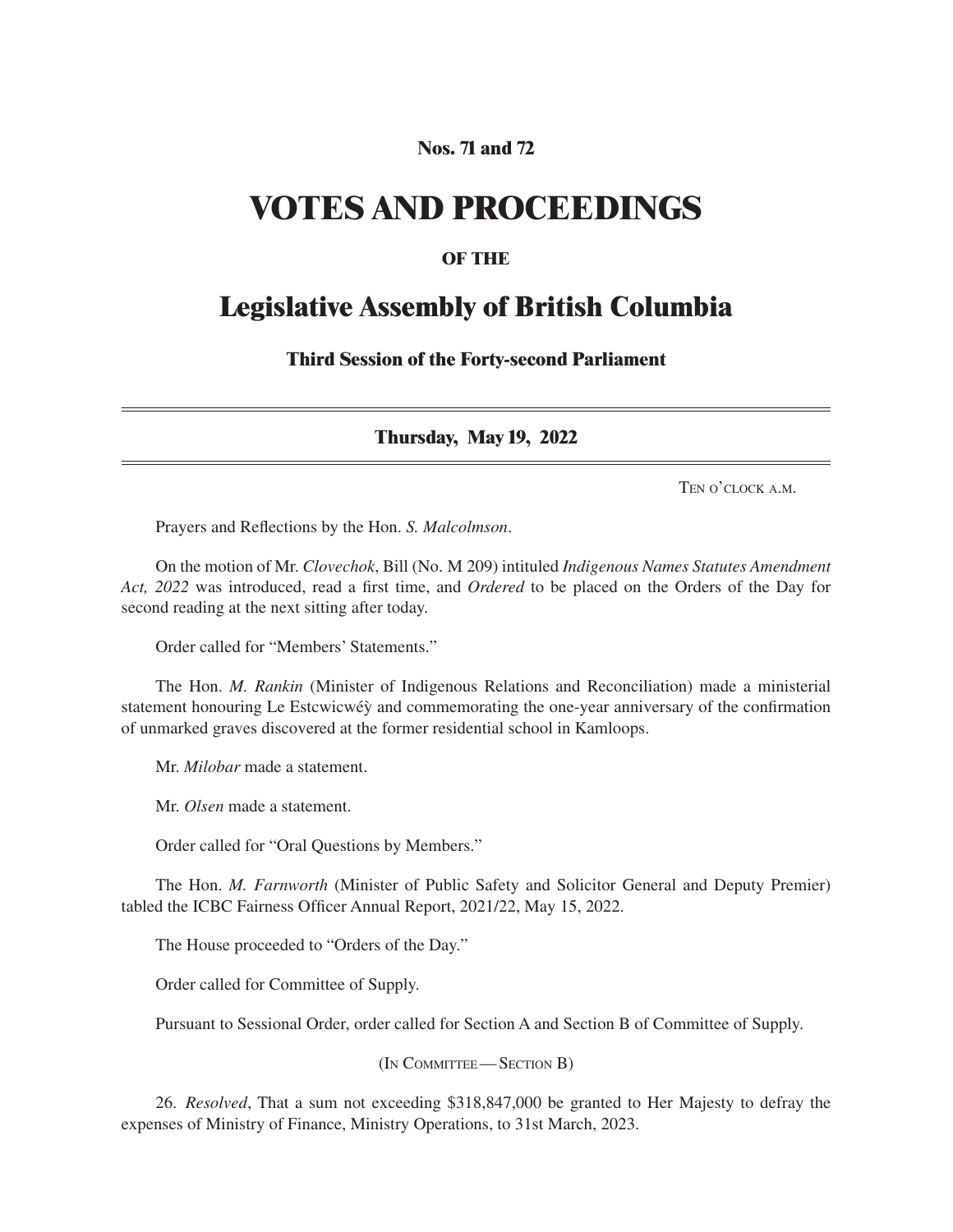**Nos. 71 and 72**

# VOTES AND PROCEEDINGS

**OF THE**

## Legislative Assembly of British Columbia

**Third Session of the Forty-second Parliament**

---

**Thursday, May 19, 2022**

---

Ten o'clock a.m.

Prayers and Reflections by the Hon. *S. Malcolmson*.

On the motion of Mr. *Clovechok*, Bill (No. M 209) intituled *Indigenous Names Statutes Amendment Act, 2022* was introduced, read a first time, and *Ordered* to be placed on the Orders of the Day for second reading at the next sitting after today.

Order called for "Members' Statements."

The Hon. *M. Rankin* (Minister of Indigenous Relations and Reconciliation) made a ministerial statement honouring Le Estcwicwéy̓ and commemorating the one-year anniversary of the confirmation of unmarked graves discovered at the former residential school in Kamloops.

Mr. *Milobar* made a statement.

Mr. *Olsen* made a statement.

Order called for "Oral Questions by Members."

The Hon. *M. Farnworth* (Minister of Public Safety and Solicitor General and Deputy Premier) tabled the ICBC Fairness Officer Annual Report, 2021/22, May 15, 2022.

The House proceeded to "Orders of the Day."

Order called for Committee of Supply.

Pursuant to Sessional Order, order called for Section A and Section B of Committee of Supply.

(In Committee — Section B)

26. *Resolved*, That a sum not exceeding $318,847,000 be granted to Her Majesty to defray the expenses of Ministry of Finance, Ministry Operations, to 31st March, 2023.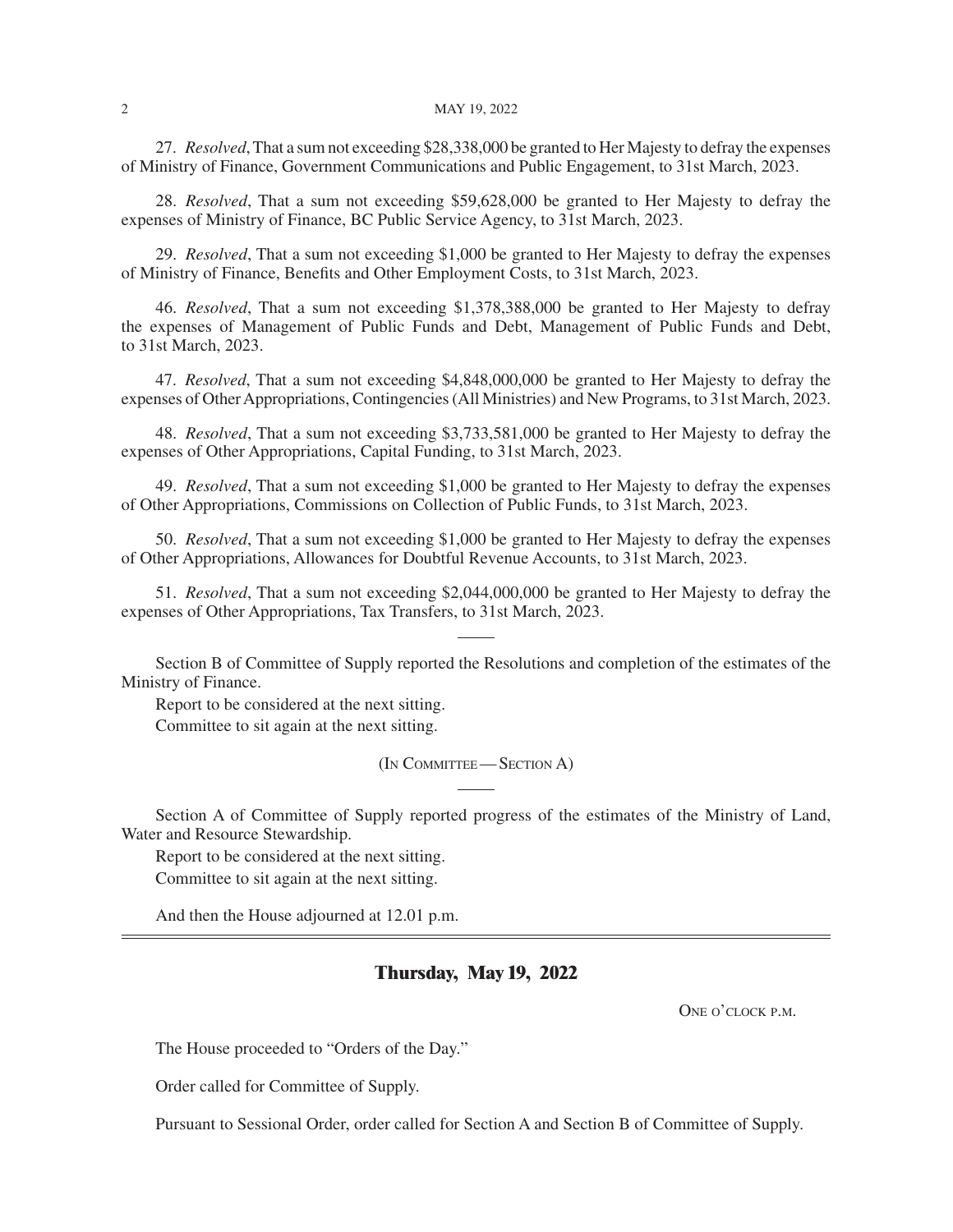27. *Resolved*, That a sum not exceeding $28,338,000 be granted to Her Majesty to defray the expenses of Ministry of Finance, Government Communications and Public Engagement, to 31st March, 2023.

28. *Resolved*, That a sum not exceeding $59,628,000 be granted to Her Majesty to defray the expenses of Ministry of Finance, BC Public Service Agency, to 31st March, 2023.

29. *Resolved*, That a sum not exceeding $1,000 be granted to Her Majesty to defray the expenses of Ministry of Finance, Benefits and Other Employment Costs, to 31st March, 2023.

46. *Resolved*, That a sum not exceeding $1,378,388,000 be granted to Her Majesty to defray the expenses of Management of Public Funds and Debt, Management of Public Funds and Debt, to 31st March, 2023.

47. *Resolved*, That a sum not exceeding $4,848,000,000 be granted to Her Majesty to defray the expenses of Other Appropriations, Contingencies (All Ministries) and New Programs, to 31st March, 2023.

48. *Resolved*, That a sum not exceeding $3,733,581,000 be granted to Her Majesty to defray the expenses of Other Appropriations, Capital Funding, to 31st March, 2023.

49. *Resolved*, That a sum not exceeding $1,000 be granted to Her Majesty to defray the expenses of Other Appropriations, Commissions on Collection of Public Funds, to 31st March, 2023.

50. *Resolved*, That a sum not exceeding $1,000 be granted to Her Majesty to defray the expenses of Other Appropriations, Allowances for Doubtful Revenue Accounts, to 31st March, 2023.

51. *Resolved*, That a sum not exceeding $2,044,000,000 be granted to Her Majesty to defray the expenses of Other Appropriations, Tax Transfers, to 31st March, 2023.

---

Section B of Committee of Supply reported the Resolutions and completion of the estimates of the Ministry of Finance.

Report to be considered at the next sitting.

Committee to sit again at the next sitting.

(IN COMMITTEE — SECTION A)

---

Section A of Committee of Supply reported progress of the estimates of the Ministry of Land, Water and Resource Stewardship.

Report to be considered at the next sitting.

Committee to sit again at the next sitting.

And then the House adjourned at 12.01 p.m.

---

## Thursday, May 19, 2022

ONE O'CLOCK P.M.

The House proceeded to "Orders of the Day."

Order called for Committee of Supply.

Pursuant to Sessional Order, order called for Section A and Section B of Committee of Supply.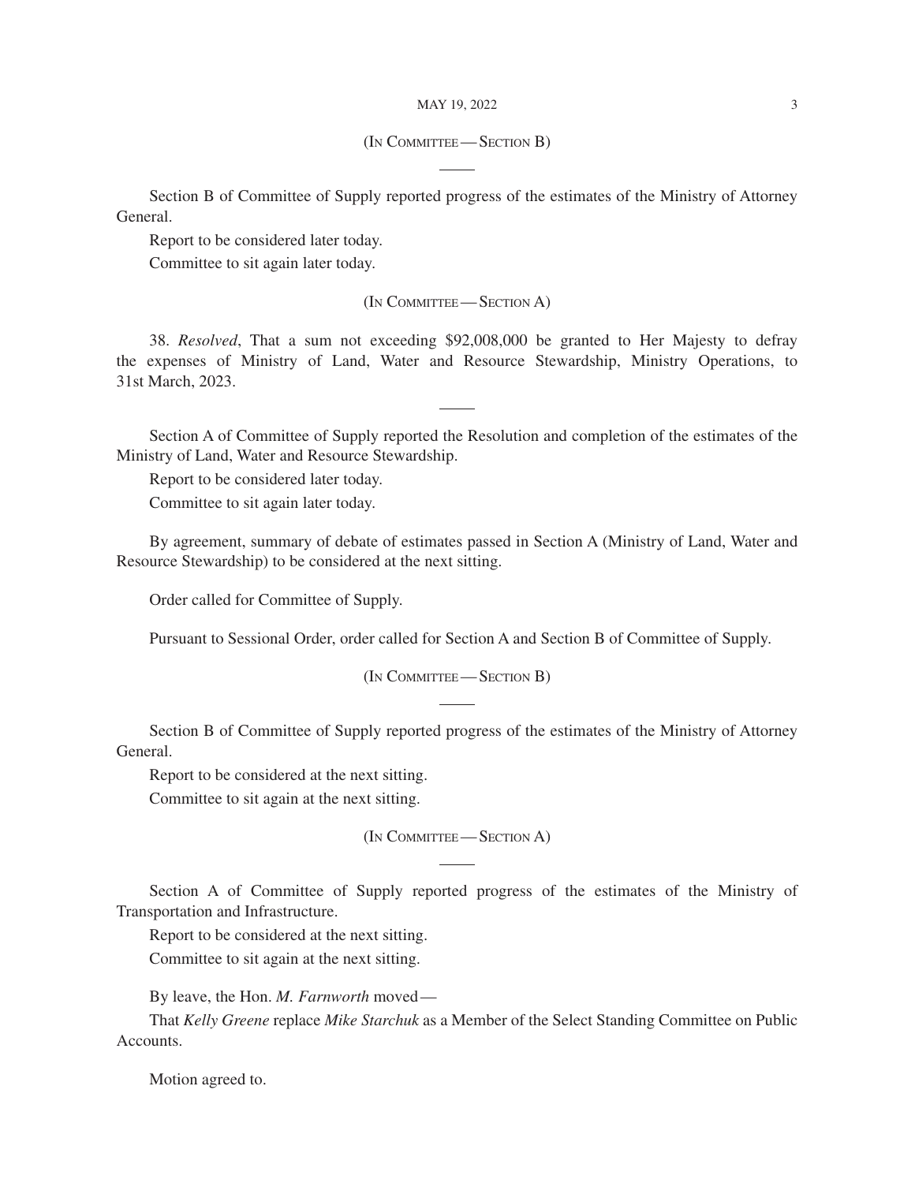(In Committee — Section B)

---

Section B of Committee of Supply reported progress of the estimates of the Ministry of Attorney General.

Report to be considered later today.

Committee to sit again later today.

(In Committee — Section A)

38. *Resolved*, That a sum not exceeding $92,008,000 be granted to Her Majesty to defray the expenses of Ministry of Land, Water and Resource Stewardship, Ministry Operations, to 31st March, 2023.

---

Section A of Committee of Supply reported the Resolution and completion of the estimates of the Ministry of Land, Water and Resource Stewardship.

Report to be considered later today.

Committee to sit again later today.

By agreement, summary of debate of estimates passed in Section A (Ministry of Land, Water and Resource Stewardship) to be considered at the next sitting.

Order called for Committee of Supply.

Pursuant to Sessional Order, order called for Section A and Section B of Committee of Supply.

(In Committee — Section B)

---

Section B of Committee of Supply reported progress of the estimates of the Ministry of Attorney General.

Report to be considered at the next sitting.

Committee to sit again at the next sitting.

(In Committee — Section A)

---

Section A of Committee of Supply reported progress of the estimates of the Ministry of Transportation and Infrastructure.

Report to be considered at the next sitting.

Committee to sit again at the next sitting.

By leave, the Hon. *M. Farnworth* moved —

That *Kelly Greene* replace *Mike Starchuk* as a Member of the Select Standing Committee on Public Accounts.

Motion agreed to.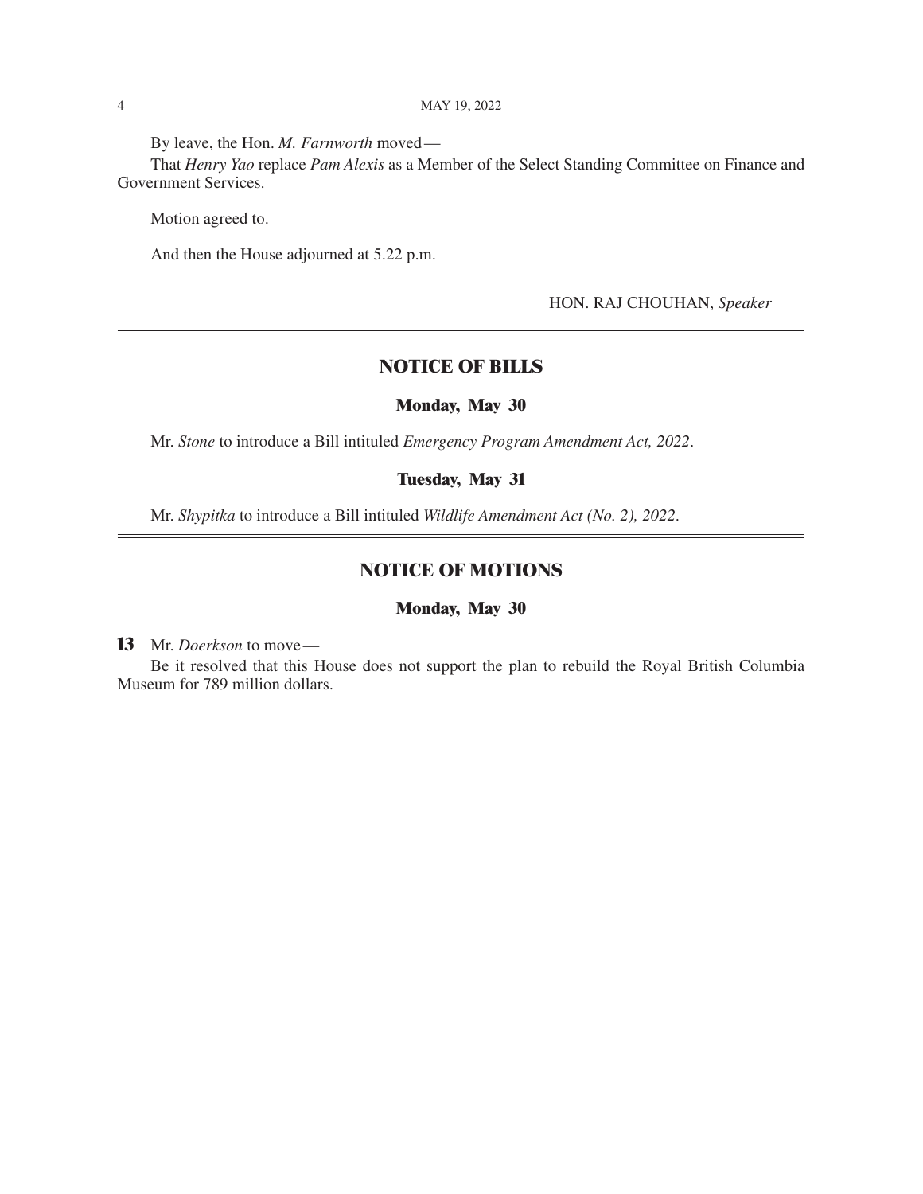By leave, the Hon. *M. Farnworth* moved—

That *Henry Yao* replace *Pam Alexis* as a Member of the Select Standing Committee on Finance and Government Services.

Motion agreed to.

And then the House adjourned at 5.22 p.m.

HON. RAJ CHOUHAN, *Speaker*

---

## NOTICE OF BILLS

### Monday, May 30

Mr. *Stone* to introduce a Bill intituled *Emergency Program Amendment Act, 2022*.

### Tuesday, May 31

Mr. *Shypitka* to introduce a Bill intituled *Wildlife Amendment Act (No. 2), 2022*.

---

## NOTICE OF MOTIONS

### Monday, May 30

**13** Mr. *Doerkson* to move—

Be it resolved that this House does not support the plan to rebuild the Royal British Columbia Museum for 789 million dollars.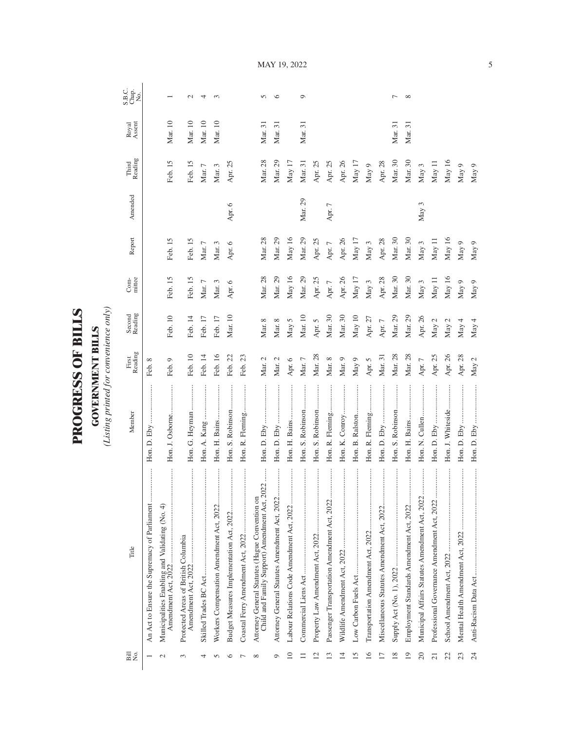# PROGRESS OF BILLS

## GOVERNMENT BILLS

*(Listing printed for convenience only)*

| Bill No. | Title | Member | First Reading | Second Reading | Com-mittee | Report | Amended | Third Reading | Royal Assent | S.B.C. Chap. No. |
|---|---|---|---|---|---|---|---|---|---|---|
| 1 | An Act to Ensure the Supremacy of Parliament | Hon. D. Eby | Feb. 8 | | | | | | | |
| 2 | Municipalities Enabling and Validating (No. 4) Amendment Act, 2022 | Hon. J. Osborne | Feb. 9 | Feb. 10 | Feb. 15 | Feb. 15 | | Feb. 15 | Mar. 10 | 1 |
| 3 | Protected Areas of British Columbia Amendment Act, 2022 | Hon. G. Heyman | Feb. 10 | Feb. 14 | Feb. 15 | Feb. 15 | | Feb. 15 | Mar. 10 | 2 |
| 4 | Skilled Trades BC Act | Hon. A. Kang | Feb. 14 | Feb. 17 | Mar. 7 | Mar. 7 | | Mar. 7 | Mar. 10 | 4 |
| 5 | Workers Compensation Amendment Act, 2022 | Hon. H. Bains | Feb. 16 | Feb. 17 | Mar. 3 | Mar. 3 | | Mar. 3 | Mar. 10 | 3 |
| 6 | Budget Measures Implementation Act, 2022 | Hon. S. Robinson | Feb. 22 | Mar. 10 | Apr. 6 | Apr. 6 | Apr. 6 | Apr. 25 | | |
| 7 | Coastal Ferry Amendment Act, 2022 | Hon. R. Fleming | Feb. 23 | | | | | | | |
| 8 | Attorney General Statutes (Hague Convention on Child and Family Support) Amendment Act, 2022 | Hon. D. Eby | Mar. 2 | Mar. 8 | Mar. 28 | Mar. 28 | | Mar. 28 | Mar. 31 | 5 |
| 9 | Attorney General Statutes Amendment Act, 2022 | Hon. D. Eby | Mar. 2 | Mar. 8 | Mar. 29 | Mar. 29 | | Mar. 29 | Mar. 31 | 6 |
| 10 | Labour Relations Code Amendment Act, 2022 | Hon. H. Bains | Apr. 6 | May 5 | May 16 | May 16 | | May 17 | | |
| 11 | Commercial Liens Act | Hon. S. Robinson | Mar. 7 | Mar. 10 | Mar. 29 | Mar. 29 | Mar. 29 | Mar. 31 | Mar. 31 | 9 |
| 12 | Property Law Amendment Act, 2022 | Hon. S. Robinson | Mar. 28 | Apr. 5 | Apr. 25 | Apr. 25 | | Apr. 25 | | |
| 13 | Passenger Transportation Amendment Act, 2022 | Hon. R. Fleming | Mar. 8 | Mar. 30 | Apr. 7 | Apr. 7 | Apr. 7 | Apr. 25 | | |
| 14 | Wildlife Amendment Act, 2022 | Hon. K. Conroy | Mar. 9 | Mar. 30 | Apr. 26 | Apr. 26 | | Apr. 26 | | |
| 15 | Low Carbon Fuels Act | Hon. B. Ralston | May 9 | May 10 | May 17 | May 17 | | May 17 | | |
| 16 | Transportation Amendment Act, 2022 | Hon. R. Fleming | Apr. 5 | Apr. 27 | May 3 | May 3 | | May 9 | | |
| 17 | Miscellaneous Statutes Amendment Act, 2022 | Hon. D. Eby | Mar. 31 | Apr. 7 | Apr. 28 | Apr. 28 | | Apr. 28 | | |
| 18 | Supply Act (No. 1), 2022 | Hon. S. Robinson | Mar. 28 | Mar. 29 | Mar. 30 | Mar. 30 | | Mar. 30 | Mar. 31 | 7 |
| 19 | Employment Standards Amendment Act, 2022 | Hon. H. Bains | Mar. 28 | Mar. 29 | Mar. 30 | Mar. 30 | | Mar. 30 | Mar. 31 | 8 |
| 20 | Municipal Affairs Statutes Amendment Act, 2022 | Hon. N. Cullen | Apr. 7 | Apr. 26 | May 3 | May 3 | May 3 | May 3 | | |
| 21 | Professional Governance Amendment Act, 2022 | Hon. D. Eby | Apr. 25 | May 2 | May 11 | May 11 | | May 11 | | |
| 22 | School Amendment Act, 2022 | Hon. J. Whiteside | Apr. 26 | May 2 | May 16 | May 16 | | May 16 | | |
| 23 | Mental Health Amendment Act, 2022 | Hon. D. Eby | Apr. 28 | May 4 | May 9 | May 9 | | May 9 | | |
| 24 | Anti-Racism Data Act | Hon. D. Eby | May 2 | May 4 | May 9 | May 9 | | May 9 | | |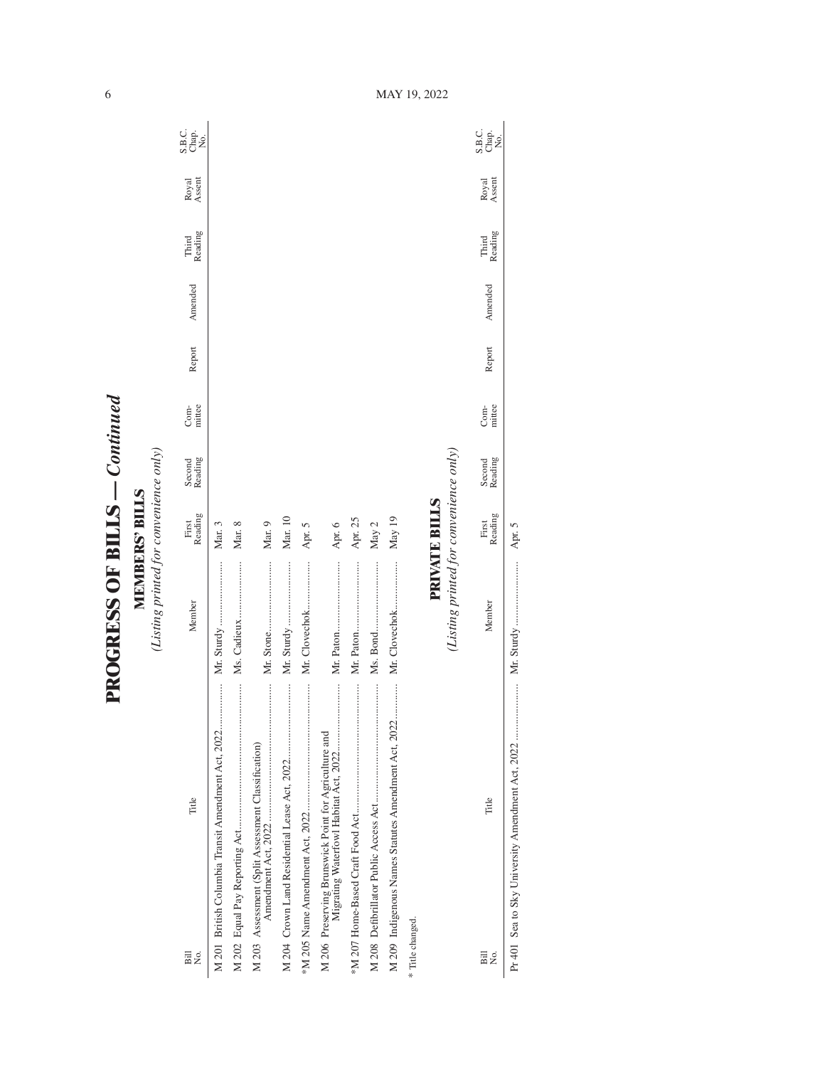# PROGRESS OF BILLS — *Continued*

## MEMBERS' BILLS

*(Listing printed for convenience only)*

| Bill No. | Title | Member | First Reading | Second Reading | Com-mittee | Report | Amended | Third Reading | Royal Assent | S.B.C. Chap. No. |
|---|---|---|---|---|---|---|---|---|---|---|
| M 201 | British Columbia Transit Amendment Act, 2022 | Mr. Sturdy | Mar. 3 | | | | | | | |
| M 202 | Equal Pay Reporting Act | Ms. Cadieux | Mar. 8 | | | | | | | |
| M 203 | Assessment (Split Assessment Classification) Amendment Act, 2022 | Mr. Stone | Mar. 9 | | | | | | | |
| M 204 | Crown Land Residential Lease Act, 2022 | Mr. Sturdy | Mar. 10 | | | | | | | |
| *M 205 | Name Amendment Act, 2022 | Mr. Clovechok | Apr. 5 | | | | | | | |
| M 206 | Preserving Brunswick Point for Agriculture and Migrating Waterfowl Habitat Act, 2022 | Mr. Paton | Apr. 6 | | | | | | | |
| *M 207 | Home-Based Craft Food Act | Mr. Paton | Apr. 25 | | | | | | | |
| M 208 | Defibrillator Public Access Act | Ms. Bond | May 2 | | | | | | | |
| M 209 | Indigenous Names Statutes Amendment Act, 2022 | Mr. Clovechok | May 19 | | | | | | | |

\* Title changed.

## PRIVATE BILLS

*(Listing printed for convenience only)*

| Bill No. | Title | Member | First Reading | Second Reading | Com-mittee | Report | Amended | Third Reading | Royal Assent | S.B.C. Chap. No. |
|---|---|---|---|---|---|---|---|---|---|---|
| Pr 401 | Sea to Sky University Amendment Act, 2022 | Mr. Sturdy | Apr. 5 | | | | | | | |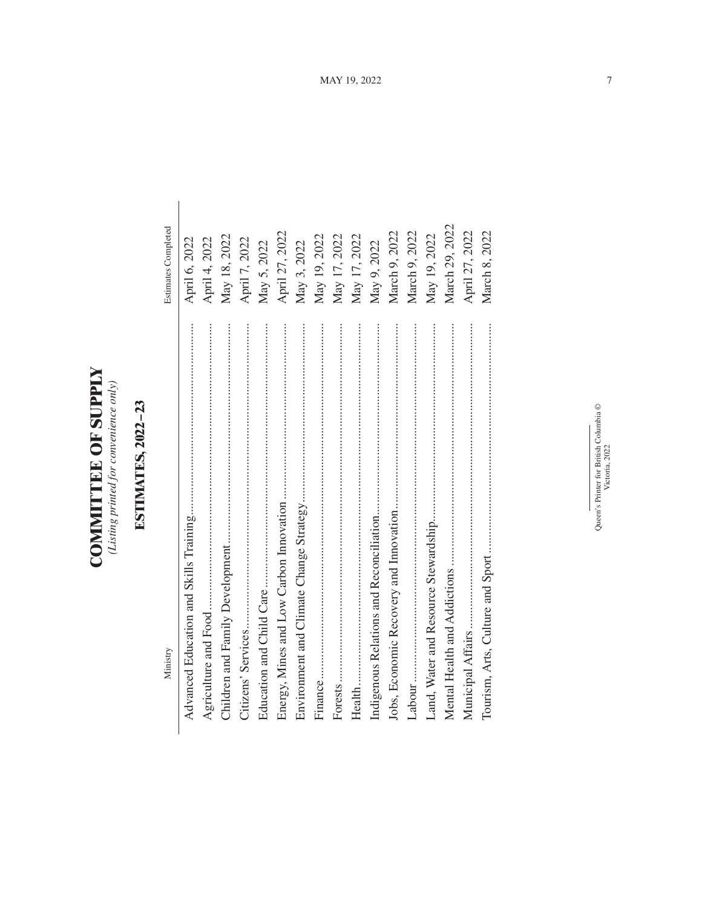# COMMITTEE OF SUPPLY

*(Listing printed for convenience only)*

## ESTIMATES, 2022–23

| Ministry | Estimates Completed |
| --- | --- |
| Advanced Education and Skills Training | April 6, 2022 |
| Agriculture and Food | April 4, 2022 |
| Children and Family Development | May 18, 2022 |
| Citizens' Services | April 7, 2022 |
| Education and Child Care | May 5, 2022 |
| Energy, Mines and Low Carbon Innovation | April 27, 2022 |
| Environment and Climate Change Strategy | May 3, 2022 |
| Finance | May 19, 2022 |
| Forests | May 17, 2022 |
| Health | May 17, 2022 |
| Indigenous Relations and Reconciliation | May 9, 2022 |
| Jobs, Economic Recovery and Innovation | March 9, 2022 |
| Labour | March 9, 2022 |
| Land, Water and Resource Stewardship | May 19, 2022 |
| Mental Health and Addictions | March 29, 2022 |
| Municipal Affairs | April 27, 2022 |
| Tourism, Arts, Culture and Sport | March 8, 2022 |

Queen's Printer for British Columbia ©
Victoria, 2022